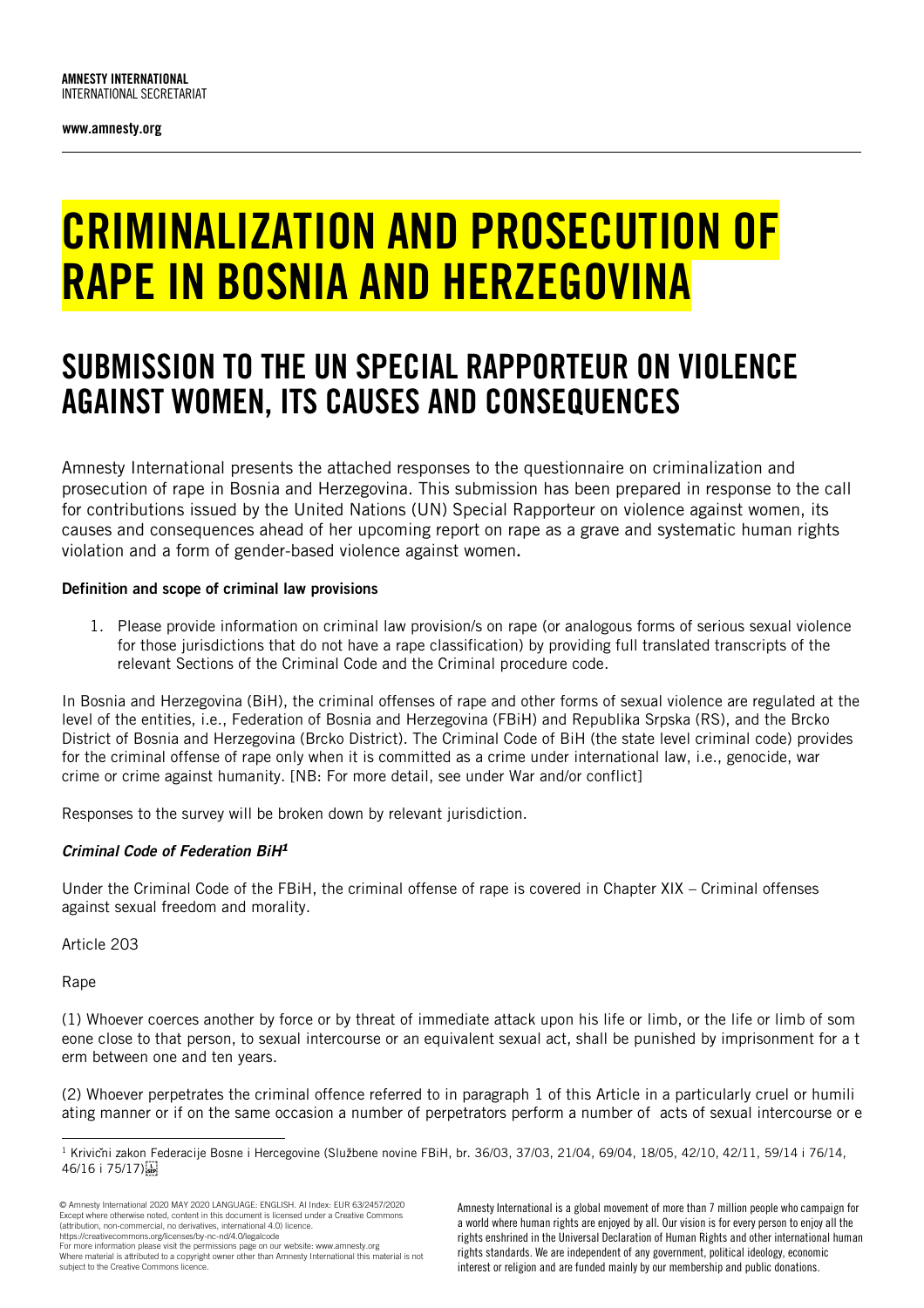**AMNESTY INTERNATIONAL**
INTERNATIONAL SECRETARIAT

**www.amnesty.org**

# CRIMINALIZATION AND PROSECUTION OF RAPE IN BOSNIA AND HERZEGOVINA

## SUBMISSION TO THE UN SPECIAL RAPPORTEUR ON VIOLENCE AGAINST WOMEN, ITS CAUSES AND CONSEQUENCES

Amnesty International presents the attached responses to the questionnaire on criminalization and prosecution of rape in Bosnia and Herzegovina. This submission has been prepared in response to the call for contributions issued by the United Nations (UN) Special Rapporteur on violence against women, its causes and consequences ahead of her upcoming report on rape as a grave and systematic human rights violation and a form of gender-based violence against women.

**Definition and scope of criminal law provisions**

1. Please provide information on criminal law provision/s on rape (or analogous forms of serious sexual violence for those jurisdictions that do not have a rape classification) by providing full translated transcripts of the relevant Sections of the Criminal Code and the Criminal procedure code.

In Bosnia and Herzegovina (BiH), the criminal offenses of rape and other forms of sexual violence are regulated at the level of the entities, i.e., Federation of Bosnia and Herzegovina (FBiH) and Republika Srpska (RS), and the Brcko District of Bosnia and Herzegovina (Brcko District). The Criminal Code of BiH (the state level criminal code) provides for the criminal offense of rape only when it is committed as a crime under international law, i.e., genocide, war crime or crime against humanity. [NB: For more detail, see under War and/or conflict]

Responses to the survey will be broken down by relevant jurisdiction.

***Criminal Code of Federation BiH[1]***

Under the Criminal Code of the FBiH, the criminal offense of rape is covered in Chapter XIX – Criminal offenses against sexual freedom and morality.

Article 203

Rape

(1) Whoever coerces another by force or by threat of immediate attack upon his life or limb, or the life or limb of someone close to that person, to sexual intercourse or an equivalent sexual act, shall be punished by imprisonment for a term between one and ten years.

(2) Whoever perpetrates the criminal offence referred to in paragraph 1 of this Article in a particularly cruel or humiliating manner or if on the same occasion a number of perpetrators perform a number of acts of sexual intercourse or e

[1] Krivični zakon Federacije Bosne i Hercegovine (Službene novine FBiH, br. 36/03, 37/03, 21/04, 69/04, 18/05, 42/10, 42/11, 59/14 i 76/14, 46/16 i 75/17)

© Amnesty International 2020 MAY 2020 LANGUAGE: ENGLISH. AI Index: EUR 63/2457/2020
Except where otherwise noted, content in this document is licensed under a Creative Commons (attribution, non-commercial, no derivatives, international 4.0) licence.
https://creativecommons.org/licenses/by-nc-nd/4.0/legalcode
For more information please visit the permissions page on our website: www.amnesty.org
Where material is attributed to a copyright owner other than Amnesty International this material is not subject to the Creative Commons licence.

Amnesty International is a global movement of more than 7 million people who campaign for a world where human rights are enjoyed by all. Our vision is for every person to enjoy all the rights enshrined in the Universal Declaration of Human Rights and other international human rights standards. We are independent of any government, political ideology, economic interest or religion and are funded mainly by our membership and public donations.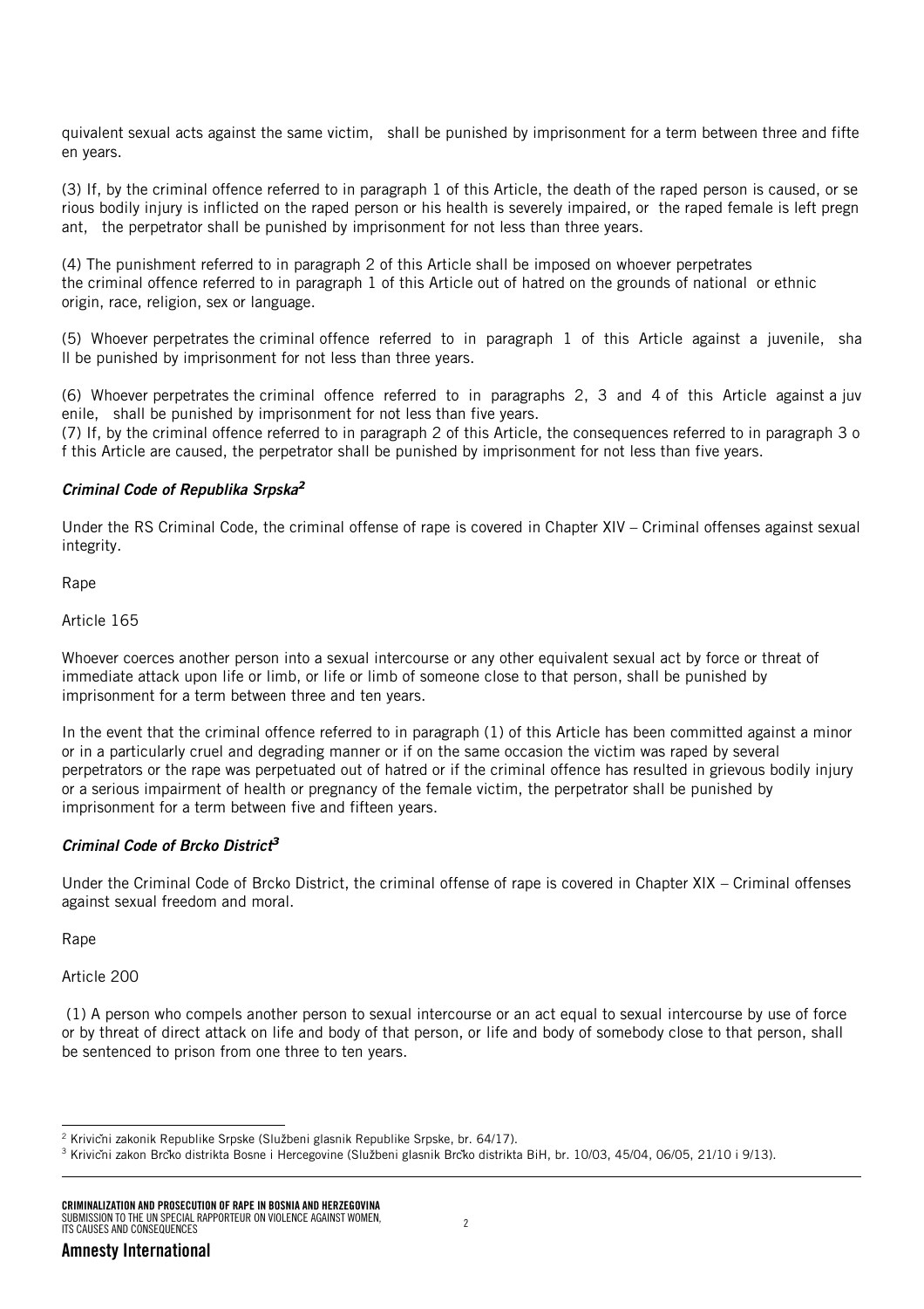quivalent sexual acts against the same victim, shall be punished by imprisonment for a term between three and fifteen years.

(3) If, by the criminal offence referred to in paragraph 1 of this Article, the death of the raped person is caused, or serious bodily injury is inflicted on the raped person or his health is severely impaired, or the raped female is left pregnant, the perpetrator shall be punished by imprisonment for not less than three years.

(4) The punishment referred to in paragraph 2 of this Article shall be imposed on whoever perpetrates the criminal offence referred to in paragraph 1 of this Article out of hatred on the grounds of national or ethnic origin, race, religion, sex or language.

(5) Whoever perpetrates the criminal offence referred to in paragraph 1 of this Article against a juvenile, shall be punished by imprisonment for not less than three years.

(6) Whoever perpetrates the criminal offence referred to in paragraphs 2, 3 and 4 of this Article against a juvenile, shall be punished by imprisonment for not less than five years.

(7) If, by the criminal offence referred to in paragraph 2 of this Article, the consequences referred to in paragraph 3 of this Article are caused, the perpetrator shall be punished by imprisonment for not less than five years.

### *Criminal Code of Republika Srpska*[2]

Under the RS Criminal Code, the criminal offense of rape is covered in Chapter XIV – Criminal offenses against sexual integrity.

Rape

Article 165

Whoever coerces another person into a sexual intercourse or any other equivalent sexual act by force or threat of immediate attack upon life or limb, or life or limb of someone close to that person, shall be punished by imprisonment for a term between three and ten years.

In the event that the criminal offence referred to in paragraph (1) of this Article has been committed against a minor or in a particularly cruel and degrading manner or if on the same occasion the victim was raped by several perpetrators or the rape was perpetuated out of hatred or if the criminal offence has resulted in grievous bodily injury or a serious impairment of health or pregnancy of the female victim, the perpetrator shall be punished by imprisonment for a term between five and fifteen years.

### *Criminal Code of Brcko District*[3]

Under the Criminal Code of Brcko District, the criminal offense of rape is covered in Chapter XIX – Criminal offenses against sexual freedom and moral.

Rape

Article 200

(1) A person who compels another person to sexual intercourse or an act equal to sexual intercourse by use of force or by threat of direct attack on life and body of that person, or life and body of somebody close to that person, shall be sentenced to prison from one three to ten years.

---

[2] Krivični zakonik Republike Srpske (Službeni glasnik Republike Srpske, br. 64/17).

[3] Krivični zakon Brčko distrikta Bosne i Hercegovine (Službeni glasnik Brčko distrikta BiH, br. 10/03, 45/04, 06/05, 21/10 i 9/13).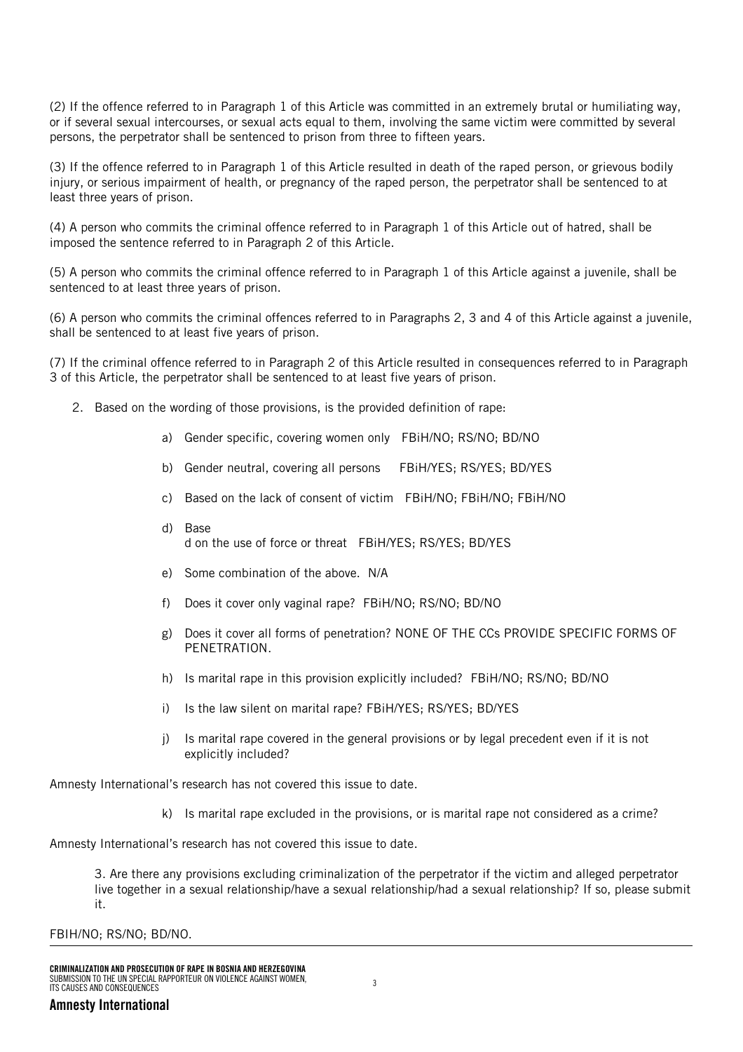(2) If the offence referred to in Paragraph 1 of this Article was committed in an extremely brutal or humiliating way, or if several sexual intercourses, or sexual acts equal to them, involving the same victim were committed by several persons, the perpetrator shall be sentenced to prison from three to fifteen years.

(3) If the offence referred to in Paragraph 1 of this Article resulted in death of the raped person, or grievous bodily injury, or serious impairment of health, or pregnancy of the raped person, the perpetrator shall be sentenced to at least three years of prison.

(4) A person who commits the criminal offence referred to in Paragraph 1 of this Article out of hatred, shall be imposed the sentence referred to in Paragraph 2 of this Article.

(5) A person who commits the criminal offence referred to in Paragraph 1 of this Article against a juvenile, shall be sentenced to at least three years of prison.

(6) A person who commits the criminal offences referred to in Paragraphs 2, 3 and 4 of this Article against a juvenile, shall be sentenced to at least five years of prison.

(7) If the criminal offence referred to in Paragraph 2 of this Article resulted in consequences referred to in Paragraph 3 of this Article, the perpetrator shall be sentenced to at least five years of prison.

2. Based on the wording of those provisions, is the provided definition of rape:

   a) Gender specific, covering women only FBiH/NO; RS/NO; BD/NO

   b) Gender neutral, covering all persons FBiH/YES; RS/YES; BD/YES

   c) Based on the lack of consent of victim FBiH/NO; FBiH/NO; FBiH/NO

   d) Base
      d on the use of force or threat FBiH/YES; RS/YES; BD/YES

   e) Some combination of the above. N/A

   f) Does it cover only vaginal rape? FBiH/NO; RS/NO; BD/NO

   g) Does it cover all forms of penetration? NONE OF THE CCs PROVIDE SPECIFIC FORMS OF PENETRATION.

   h) Is marital rape in this provision explicitly included? FBiH/NO; RS/NO; BD/NO

   i) Is the law silent on marital rape? FBiH/YES; RS/YES; BD/YES

   j) Is marital rape covered in the general provisions or by legal precedent even if it is not explicitly included?

Amnesty International's research has not covered this issue to date.

   k) Is marital rape excluded in the provisions, or is marital rape not considered as a crime?

Amnesty International's research has not covered this issue to date.

3. Are there any provisions excluding criminalization of the perpetrator if the victim and alleged perpetrator live together in a sexual relationship/have a sexual relationship/had a sexual relationship? If so, please submit it.

FBIH/NO; RS/NO; BD/NO.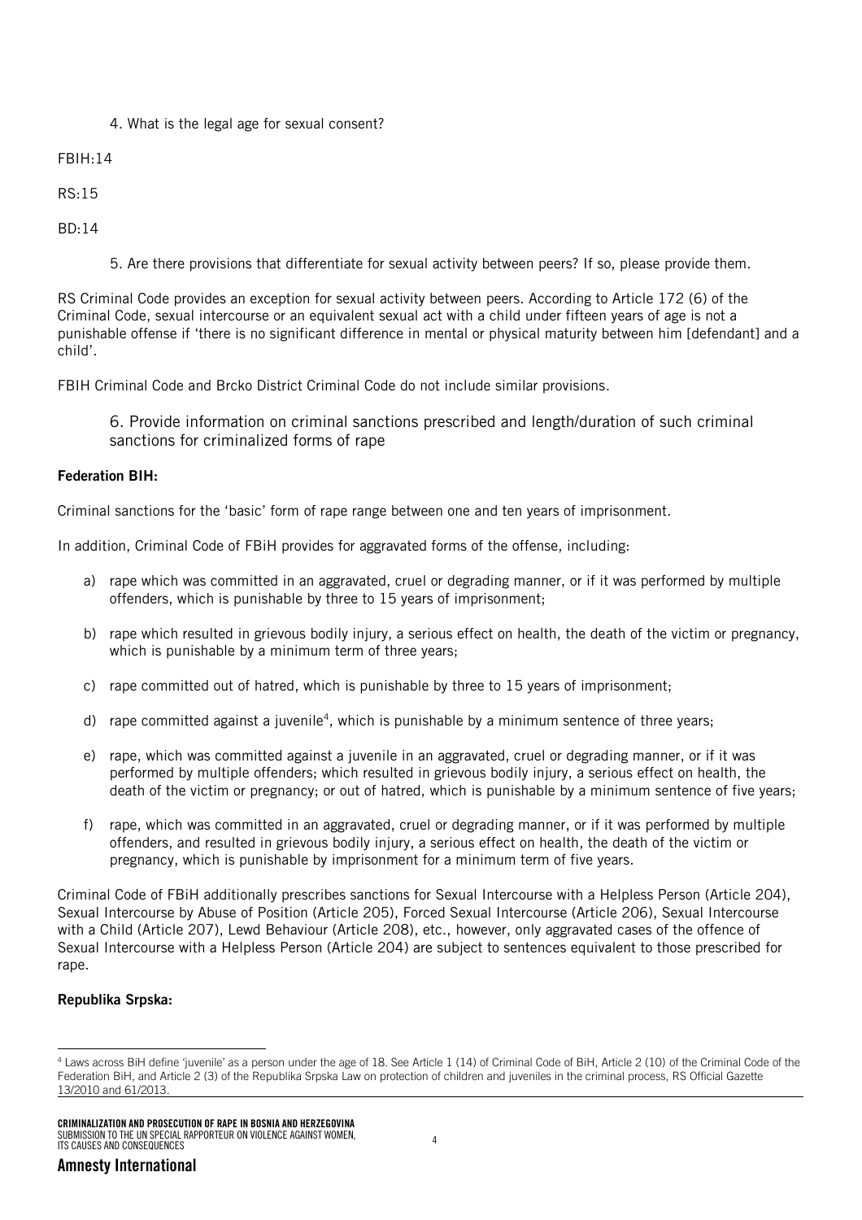4. What is the legal age for sexual consent?

FBIH:14

RS:15

BD:14

5. Are there provisions that differentiate for sexual activity between peers? If so, please provide them.

RS Criminal Code provides an exception for sexual activity between peers. According to Article 172 (6) of the Criminal Code, sexual intercourse or an equivalent sexual act with a child under fifteen years of age is not a punishable offense if 'there is no significant difference in mental or physical maturity between him [defendant] and a child'.

FBIH Criminal Code and Brcko District Criminal Code do not include similar provisions.

6. Provide information on criminal sanctions prescribed and length/duration of such criminal sanctions for criminalized forms of rape

**Federation BIH:**

Criminal sanctions for the 'basic' form of rape range between one and ten years of imprisonment.

In addition, Criminal Code of FBiH provides for aggravated forms of the offense, including:

a) rape which was committed in an aggravated, cruel or degrading manner, or if it was performed by multiple offenders, which is punishable by three to 15 years of imprisonment;

b) rape which resulted in grievous bodily injury, a serious effect on health, the death of the victim or pregnancy, which is punishable by a minimum term of three years;

c) rape committed out of hatred, which is punishable by three to 15 years of imprisonment;

d) rape committed against a juvenile[4], which is punishable by a minimum sentence of three years;

e) rape, which was committed against a juvenile in an aggravated, cruel or degrading manner, or if it was performed by multiple offenders; which resulted in grievous bodily injury, a serious effect on health, the death of the victim or pregnancy; or out of hatred, which is punishable by a minimum sentence of five years;

f) rape, which was committed in an aggravated, cruel or degrading manner, or if it was performed by multiple offenders, and resulted in grievous bodily injury, a serious effect on health, the death of the victim or pregnancy, which is punishable by imprisonment for a minimum term of five years.

Criminal Code of FBiH additionally prescribes sanctions for Sexual Intercourse with a Helpless Person (Article 204), Sexual Intercourse by Abuse of Position (Article 205), Forced Sexual Intercourse (Article 206), Sexual Intercourse with a Child (Article 207), Lewd Behaviour (Article 208), etc., however, only aggravated cases of the offence of Sexual Intercourse with a Helpless Person (Article 204) are subject to sentences equivalent to those prescribed for rape.

**Republika Srpska:**

[4] Laws across BiH define 'juvenile' as a person under the age of 18. See Article 1 (14) of Criminal Code of BiH, Article 2 (10) of the Criminal Code of the Federation BiH, and Article 2 (3) of the Republika Srpska Law on protection of children and juveniles in the criminal process, RS Official Gazette 13/2010 and 61/2013.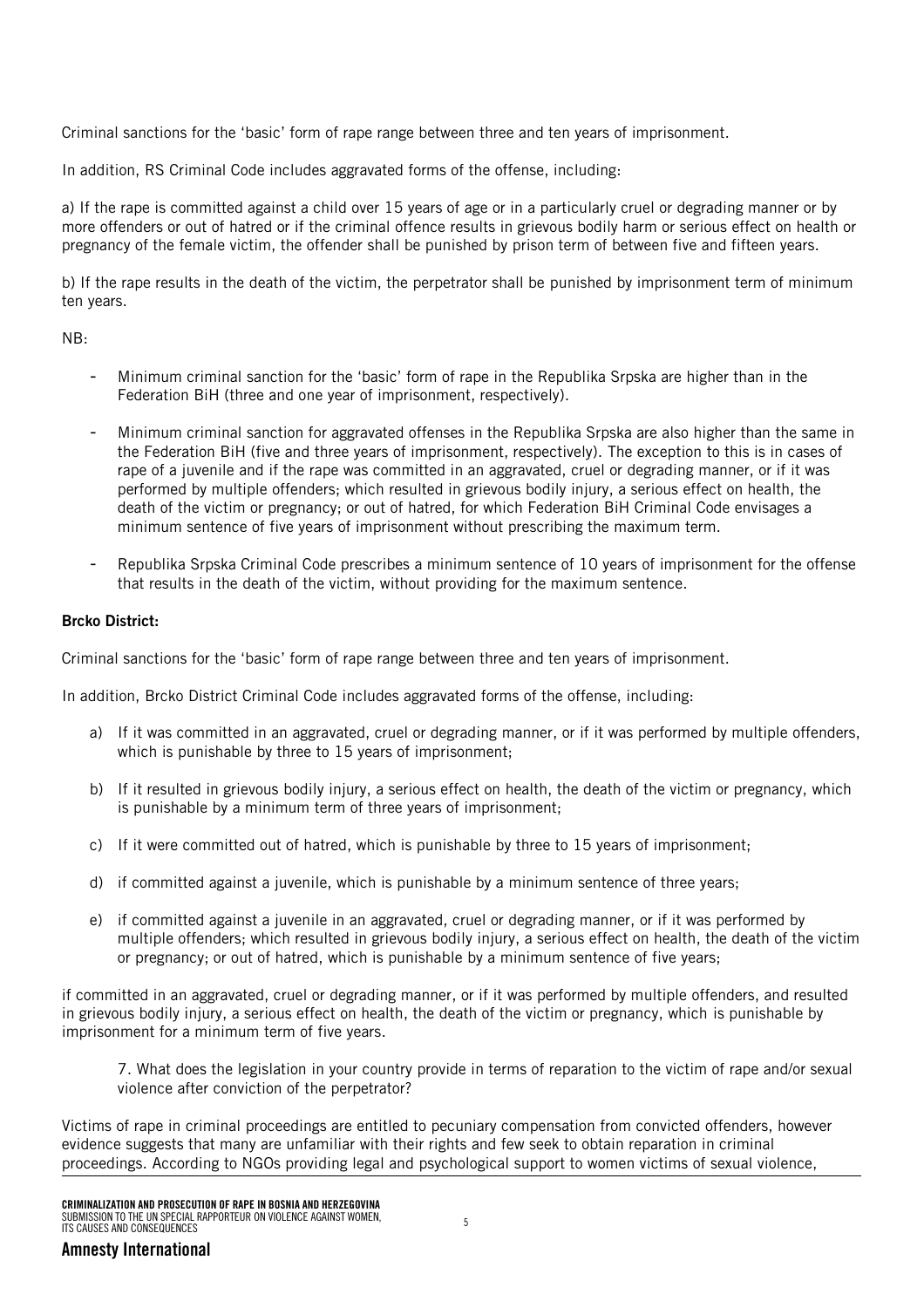Criminal sanctions for the 'basic' form of rape range between three and ten years of imprisonment.

In addition, RS Criminal Code includes aggravated forms of the offense, including:

a) If the rape is committed against a child over 15 years of age or in a particularly cruel or degrading manner or by more offenders or out of hatred or if the criminal offence results in grievous bodily harm or serious effect on health or pregnancy of the female victim, the offender shall be punished by prison term of between five and fifteen years.

b) If the rape results in the death of the victim, the perpetrator shall be punished by imprisonment term of minimum ten years.

NB:

- Minimum criminal sanction for the 'basic' form of rape in the Republika Srpska are higher than in the Federation BiH (three and one year of imprisonment, respectively).
- Minimum criminal sanction for aggravated offenses in the Republika Srpska are also higher than the same in the Federation BiH (five and three years of imprisonment, respectively). The exception to this is in cases of rape of a juvenile and if the rape was committed in an aggravated, cruel or degrading manner, or if it was performed by multiple offenders; which resulted in grievous bodily injury, a serious effect on health, the death of the victim or pregnancy; or out of hatred, for which Federation BiH Criminal Code envisages a minimum sentence of five years of imprisonment without prescribing the maximum term.
- Republika Srpska Criminal Code prescribes a minimum sentence of 10 years of imprisonment for the offense that results in the death of the victim, without providing for the maximum sentence.

**Brcko District:**

Criminal sanctions for the 'basic' form of rape range between three and ten years of imprisonment.

In addition, Brcko District Criminal Code includes aggravated forms of the offense, including:

a) If it was committed in an aggravated, cruel or degrading manner, or if it was performed by multiple offenders, which is punishable by three to 15 years of imprisonment;

b) If it resulted in grievous bodily injury, a serious effect on health, the death of the victim or pregnancy, which is punishable by a minimum term of three years of imprisonment;

c) If it were committed out of hatred, which is punishable by three to 15 years of imprisonment;

d) if committed against a juvenile, which is punishable by a minimum sentence of three years;

e) if committed against a juvenile in an aggravated, cruel or degrading manner, or if it was performed by multiple offenders; which resulted in grievous bodily injury, a serious effect on health, the death of the victim or pregnancy; or out of hatred, which is punishable by a minimum sentence of five years;

if committed in an aggravated, cruel or degrading manner, or if it was performed by multiple offenders, and resulted in grievous bodily injury, a serious effect on health, the death of the victim or pregnancy, which is punishable by imprisonment for a minimum term of five years.

> 7. What does the legislation in your country provide in terms of reparation to the victim of rape and/or sexual violence after conviction of the perpetrator?

Victims of rape in criminal proceedings are entitled to pecuniary compensation from convicted offenders, however evidence suggests that many are unfamiliar with their rights and few seek to obtain reparation in criminal proceedings. According to NGOs providing legal and psychological support to women victims of sexual violence,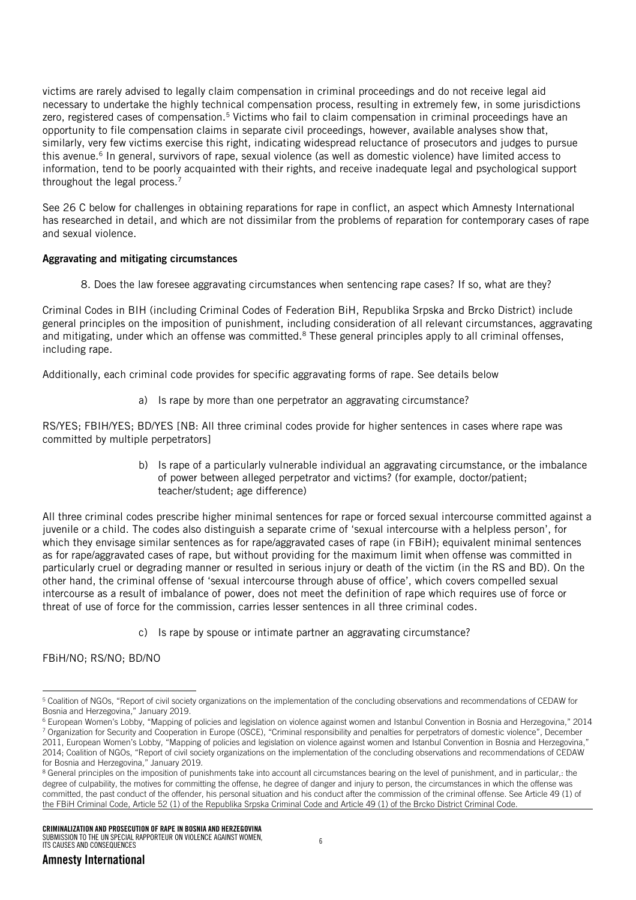victims are rarely advised to legally claim compensation in criminal proceedings and do not receive legal aid necessary to undertake the highly technical compensation process, resulting in extremely few, in some jurisdictions zero, registered cases of compensation.[5] Victims who fail to claim compensation in criminal proceedings have an opportunity to file compensation claims in separate civil proceedings, however, available analyses show that, similarly, very few victims exercise this right, indicating widespread reluctance of prosecutors and judges to pursue this avenue.[6] In general, survivors of rape, sexual violence (as well as domestic violence) have limited access to information, tend to be poorly acquainted with their rights, and receive inadequate legal and psychological support throughout the legal process.[7]

See 26 C below for challenges in obtaining reparations for rape in conflict, an aspect which Amnesty International has researched in detail, and which are not dissimilar from the problems of reparation for contemporary cases of rape and sexual violence.

**Aggravating and mitigating circumstances**

8. Does the law foresee aggravating circumstances when sentencing rape cases? If so, what are they?

Criminal Codes in BIH (including Criminal Codes of Federation BiH, Republika Srpska and Brcko District) include general principles on the imposition of punishment, including consideration of all relevant circumstances, aggravating and mitigating, under which an offense was committed.[8] These general principles apply to all criminal offenses, including rape.

Additionally, each criminal code provides for specific aggravating forms of rape. See details below

a) Is rape by more than one perpetrator an aggravating circumstance?

RS/YES; FBIH/YES; BD/YES [NB: All three criminal codes provide for higher sentences in cases where rape was committed by multiple perpetrators]

b) Is rape of a particularly vulnerable individual an aggravating circumstance, or the imbalance of power between alleged perpetrator and victims? (for example, doctor/patient; teacher/student; age difference)

All three criminal codes prescribe higher minimal sentences for rape or forced sexual intercourse committed against a juvenile or a child. The codes also distinguish a separate crime of 'sexual intercourse with a helpless person', for which they envisage similar sentences as for rape/aggravated cases of rape (in FBiH); equivalent minimal sentences as for rape/aggravated cases of rape, but without providing for the maximum limit when offense was committed in particularly cruel or degrading manner or resulted in serious injury or death of the victim (in the RS and BD). On the other hand, the criminal offense of 'sexual intercourse through abuse of office', which covers compelled sexual intercourse as a result of imbalance of power, does not meet the definition of rape which requires use of force or threat of use of force for the commission, carries lesser sentences in all three criminal codes.

c) Is rape by spouse or intimate partner an aggravating circumstance?

FBiH/NO; RS/NO; BD/NO

---

[5] Coalition of NGOs, "Report of civil society organizations on the implementation of the concluding observations and recommendations of CEDAW for Bosnia and Herzegovina," January 2019.

[6] European Women's Lobby, "Mapping of policies and legislation on violence against women and Istanbul Convention in Bosnia and Herzegovina," 2014

[7] Organization for Security and Cooperation in Europe (OSCE), "Criminal responsibility and penalties for perpetrators of domestic violence", December 2011, European Women's Lobby, "Mapping of policies and legislation on violence against women and Istanbul Convention in Bosnia and Herzegovina," 2014; Coalition of NGOs, "Report of civil society organizations on the implementation of the concluding observations and recommendations of CEDAW for Bosnia and Herzegovina," January 2019.

[8] General principles on the imposition of punishments take into account all circumstances bearing on the level of punishment, and in particular,: the degree of culpability, the motives for committing the offense, he degree of danger and injury to person, the circumstances in which the offense was committed, the past conduct of the offender, his personal situation and his conduct after the commission of the criminal offense. See Article 49 (1) of the FBiH Criminal Code, Article 52 (1) of the Republika Srpska Criminal Code and Article 49 (1) of the Brcko District Criminal Code.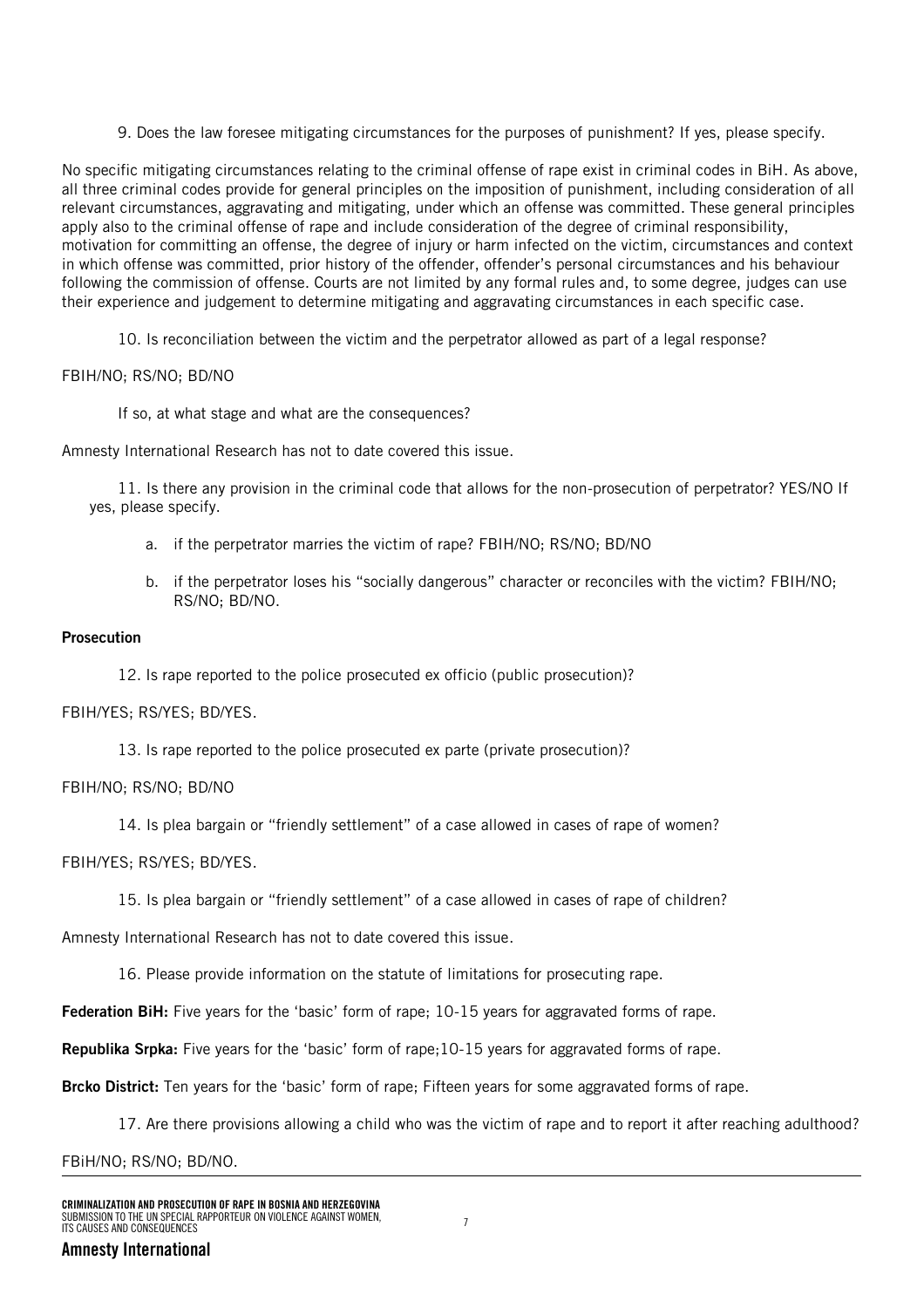9. Does the law foresee mitigating circumstances for the purposes of punishment? If yes, please specify.

No specific mitigating circumstances relating to the criminal offense of rape exist in criminal codes in BiH. As above, all three criminal codes provide for general principles on the imposition of punishment, including consideration of all relevant circumstances, aggravating and mitigating, under which an offense was committed. These general principles apply also to the criminal offense of rape and include consideration of the degree of criminal responsibility, motivation for committing an offense, the degree of injury or harm infected on the victim, circumstances and context in which offense was committed, prior history of the offender, offender's personal circumstances and his behaviour following the commission of offense. Courts are not limited by any formal rules and, to some degree, judges can use their experience and judgement to determine mitigating and aggravating circumstances in each specific case.

10. Is reconciliation between the victim and the perpetrator allowed as part of a legal response?

FBIH/NO; RS/NO; BD/NO

If so, at what stage and what are the consequences?

Amnesty International Research has not to date covered this issue.

11. Is there any provision in the criminal code that allows for the non-prosecution of perpetrator? YES/NO If yes, please specify.

a. if the perpetrator marries the victim of rape? FBIH/NO; RS/NO; BD/NO

b. if the perpetrator loses his "socially dangerous" character or reconciles with the victim? FBIH/NO; RS/NO; BD/NO.

**Prosecution**

12. Is rape reported to the police prosecuted ex officio (public prosecution)?

FBIH/YES; RS/YES; BD/YES.

13. Is rape reported to the police prosecuted ex parte (private prosecution)?

FBIH/NO; RS/NO; BD/NO

14. Is plea bargain or "friendly settlement" of a case allowed in cases of rape of women?

FBIH/YES; RS/YES; BD/YES.

15. Is plea bargain or "friendly settlement" of a case allowed in cases of rape of children?

Amnesty International Research has not to date covered this issue.

16. Please provide information on the statute of limitations for prosecuting rape.

**Federation BiH:** Five years for the 'basic' form of rape; 10-15 years for aggravated forms of rape.

**Republika Srpka:** Five years for the 'basic' form of rape;10-15 years for aggravated forms of rape.

**Brcko District:** Ten years for the 'basic' form of rape; Fifteen years for some aggravated forms of rape.

17. Are there provisions allowing a child who was the victim of rape and to report it after reaching adulthood?

FBiH/NO; RS/NO; BD/NO.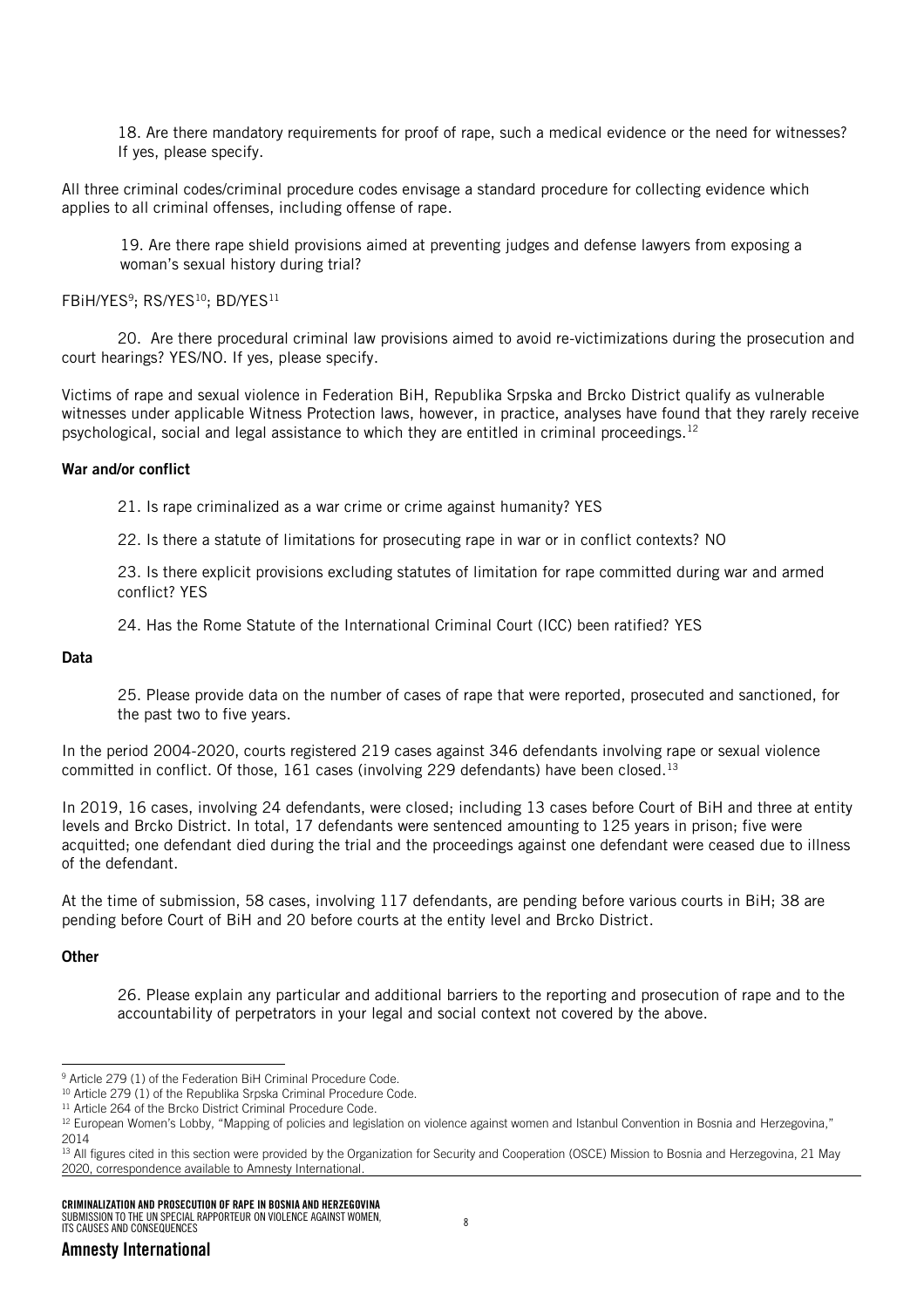18. Are there mandatory requirements for proof of rape, such a medical evidence or the need for witnesses? If yes, please specify.

All three criminal codes/criminal procedure codes envisage a standard procedure for collecting evidence which applies to all criminal offenses, including offense of rape.

19. Are there rape shield provisions aimed at preventing judges and defense lawyers from exposing a woman's sexual history during trial?

FBiH/YES[9]; RS/YES[10]; BD/YES[11]

20. Are there procedural criminal law provisions aimed to avoid re-victimizations during the prosecution and court hearings? YES/NO. If yes, please specify.

Victims of rape and sexual violence in Federation BiH, Republika Srpska and Brcko District qualify as vulnerable witnesses under applicable Witness Protection laws, however, in practice, analyses have found that they rarely receive psychological, social and legal assistance to which they are entitled in criminal proceedings.[12]

**War and/or conflict**

21. Is rape criminalized as a war crime or crime against humanity? YES

22. Is there a statute of limitations for prosecuting rape in war or in conflict contexts? NO

23. Is there explicit provisions excluding statutes of limitation for rape committed during war and armed conflict? YES

24. Has the Rome Statute of the International Criminal Court (ICC) been ratified? YES

**Data**

25. Please provide data on the number of cases of rape that were reported, prosecuted and sanctioned, for the past two to five years.

In the period 2004-2020, courts registered 219 cases against 346 defendants involving rape or sexual violence committed in conflict. Of those, 161 cases (involving 229 defendants) have been closed.[13]

In 2019, 16 cases, involving 24 defendants, were closed; including 13 cases before Court of BiH and three at entity levels and Brcko District. In total, 17 defendants were sentenced amounting to 125 years in prison; five were acquitted; one defendant died during the trial and the proceedings against one defendant were ceased due to illness of the defendant.

At the time of submission, 58 cases, involving 117 defendants, are pending before various courts in BiH; 38 are pending before Court of BiH and 20 before courts at the entity level and Brcko District.

**Other**

26. Please explain any particular and additional barriers to the reporting and prosecution of rape and to the accountability of perpetrators in your legal and social context not covered by the above.

---

[9] Article 279 (1) of the Federation BiH Criminal Procedure Code.

[10] Article 279 (1) of the Republika Srpska Criminal Procedure Code.

[11] Article 264 of the Brcko District Criminal Procedure Code.

[12] European Women's Lobby, "Mapping of policies and legislation on violence against women and Istanbul Convention in Bosnia and Herzegovina," 2014

[13] All figures cited in this section were provided by the Organization for Security and Cooperation (OSCE) Mission to Bosnia and Herzegovina, 21 May 2020, correspondence available to Amnesty International.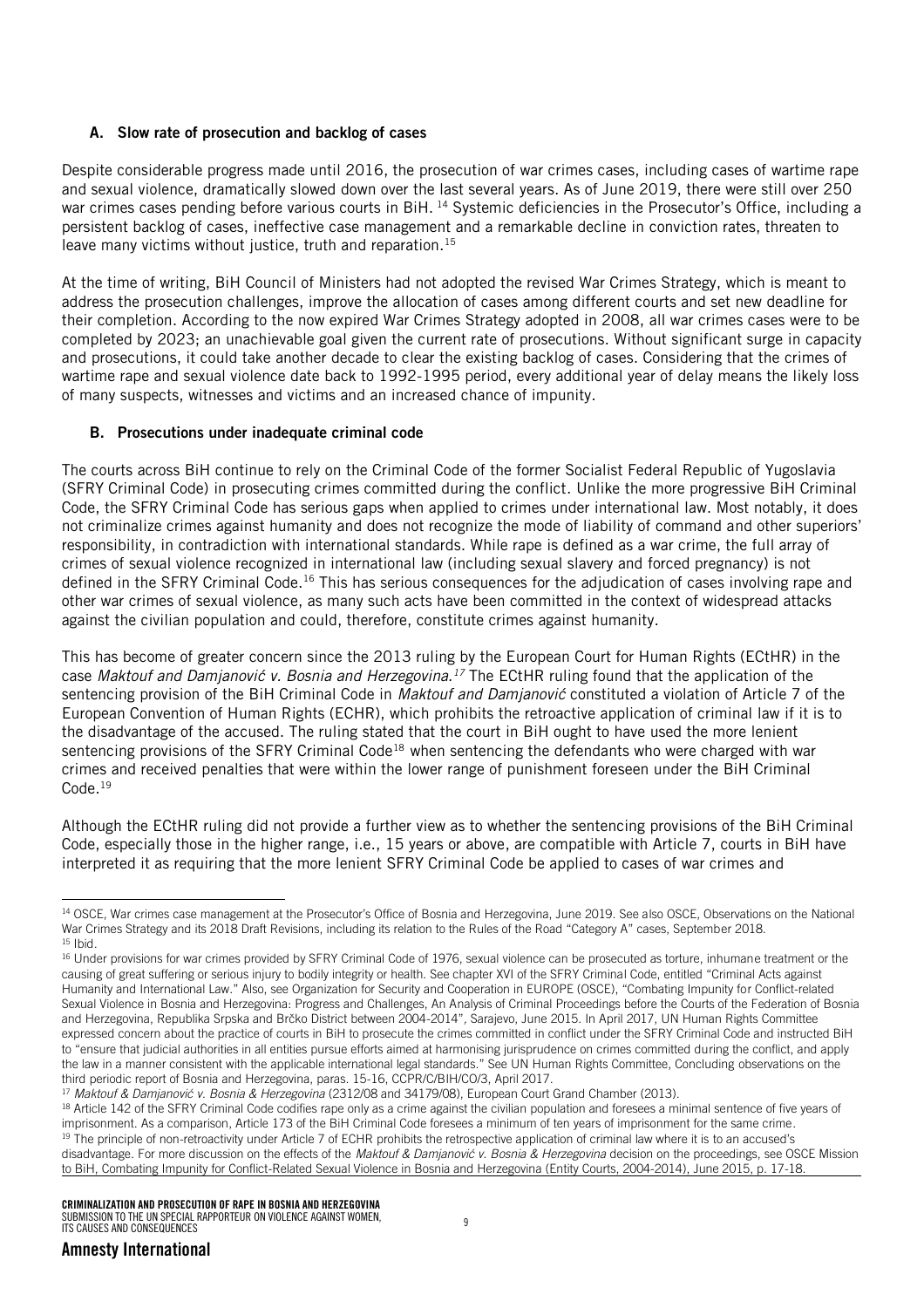### A. Slow rate of prosecution and backlog of cases

Despite considerable progress made until 2016, the prosecution of war crimes cases, including cases of wartime rape and sexual violence, dramatically slowed down over the last several years. As of June 2019, there were still over 250 war crimes cases pending before various courts in BiH. [14] Systemic deficiencies in the Prosecutor's Office, including a persistent backlog of cases, ineffective case management and a remarkable decline in conviction rates, threaten to leave many victims without justice, truth and reparation.[15]

At the time of writing, BiH Council of Ministers had not adopted the revised War Crimes Strategy, which is meant to address the prosecution challenges, improve the allocation of cases among different courts and set new deadline for their completion. According to the now expired War Crimes Strategy adopted in 2008, all war crimes cases were to be completed by 2023; an unachievable goal given the current rate of prosecutions. Without significant surge in capacity and prosecutions, it could take another decade to clear the existing backlog of cases. Considering that the crimes of wartime rape and sexual violence date back to 1992-1995 period, every additional year of delay means the likely loss of many suspects, witnesses and victims and an increased chance of impunity.

### B. Prosecutions under inadequate criminal code

The courts across BiH continue to rely on the Criminal Code of the former Socialist Federal Republic of Yugoslavia (SFRY Criminal Code) in prosecuting crimes committed during the conflict. Unlike the more progressive BiH Criminal Code, the SFRY Criminal Code has serious gaps when applied to crimes under international law. Most notably, it does not criminalize crimes against humanity and does not recognize the mode of liability of command and other superiors' responsibility, in contradiction with international standards. While rape is defined as a war crime, the full array of crimes of sexual violence recognized in international law (including sexual slavery and forced pregnancy) is not defined in the SFRY Criminal Code.[16] This has serious consequences for the adjudication of cases involving rape and other war crimes of sexual violence, as many such acts have been committed in the context of widespread attacks against the civilian population and could, therefore, constitute crimes against humanity.

This has become of greater concern since the 2013 ruling by the European Court for Human Rights (ECtHR) in the case *Maktouf and Damjanović v. Bosnia and Herzegovina.*[17] The ECtHR ruling found that the application of the sentencing provision of the BiH Criminal Code in *Maktouf and Damjanović* constituted a violation of Article 7 of the European Convention of Human Rights (ECHR), which prohibits the retroactive application of criminal law if it is to the disadvantage of the accused. The ruling stated that the court in BiH ought to have used the more lenient sentencing provisions of the SFRY Criminal Code[18] when sentencing the defendants who were charged with war crimes and received penalties that were within the lower range of punishment foreseen under the BiH Criminal Code.[19]

Although the ECtHR ruling did not provide a further view as to whether the sentencing provisions of the BiH Criminal Code, especially those in the higher range, i.e., 15 years or above, are compatible with Article 7, courts in BiH have interpreted it as requiring that the more lenient SFRY Criminal Code be applied to cases of war crimes and

---

[14] OSCE, War crimes case management at the Prosecutor's Office of Bosnia and Herzegovina, June 2019. See also OSCE, Observations on the National War Crimes Strategy and its 2018 Draft Revisions, including its relation to the Rules of the Road "Category A" cases, September 2018.

[15] Ibid.

[16] Under provisions for war crimes provided by SFRY Criminal Code of 1976, sexual violence can be prosecuted as torture, inhumane treatment or the causing of great suffering or serious injury to bodily integrity or health. See chapter XVI of the SFRY Criminal Code, entitled "Criminal Acts against Humanity and International Law." Also, see Organization for Security and Cooperation in EUROPE (OSCE), "Combating Impunity for Conflict-related Sexual Violence in Bosnia and Herzegovina: Progress and Challenges, An Analysis of Criminal Proceedings before the Courts of the Federation of Bosnia and Herzegovina, Republika Srpska and Brčko District between 2004-2014", Sarajevo, June 2015. In April 2017, UN Human Rights Committee expressed concern about the practice of courts in BiH to prosecute the crimes committed in conflict under the SFRY Criminal Code and instructed BiH to "ensure that judicial authorities in all entities pursue efforts aimed at harmonising jurisprudence on crimes committed during the conflict, and apply the law in a manner consistent with the applicable international legal standards." See UN Human Rights Committee, Concluding observations on the third periodic report of Bosnia and Herzegovina, paras. 15-16, CCPR/C/BIH/CO/3, April 2017.

[17] *Maktouf & Damjanović v. Bosnia & Herzegovina* (2312/08 and 34179/08), European Court Grand Chamber (2013).

[18] Article 142 of the SFRY Criminal Code codifies rape only as a crime against the civilian population and foresees a minimal sentence of five years of imprisonment. As a comparison, Article 173 of the BiH Criminal Code foresees a minimum of ten years of imprisonment for the same crime.

[19] The principle of non-retroactivity under Article 7 of ECHR prohibits the retrospective application of criminal law where it is to an accused's disadvantage. For more discussion on the effects of the *Maktouf & Damjanović v. Bosnia & Herzegovina* decision on the proceedings, see OSCE Mission to BiH, Combating Impunity for Conflict-Related Sexual Violence in Bosnia and Herzegovina (Entity Courts, 2004-2014), June 2015, p. 17-18.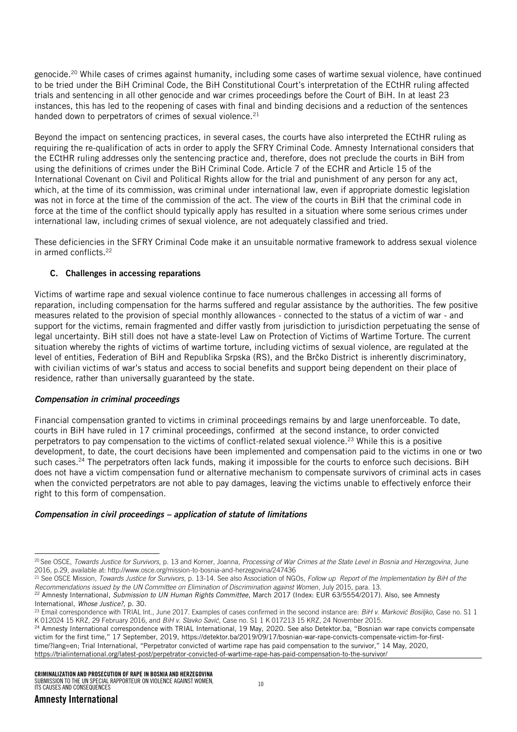genocide.[20] While cases of crimes against humanity, including some cases of wartime sexual violence, have continued to be tried under the BiH Criminal Code, the BiH Constitutional Court's interpretation of the ECtHR ruling affected trials and sentencing in all other genocide and war crimes proceedings before the Court of BiH. In at least 23 instances, this has led to the reopening of cases with final and binding decisions and a reduction of the sentences handed down to perpetrators of crimes of sexual violence.[21]

Beyond the impact on sentencing practices, in several cases, the courts have also interpreted the ECtHR ruling as requiring the re-qualification of acts in order to apply the SFRY Criminal Code. Amnesty International considers that the ECtHR ruling addresses only the sentencing practice and, therefore, does not preclude the courts in BiH from using the definitions of crimes under the BiH Criminal Code. Article 7 of the ECHR and Article 15 of the International Covenant on Civil and Political Rights allow for the trial and punishment of any person for any act, which, at the time of its commission, was criminal under international law, even if appropriate domestic legislation was not in force at the time of the commission of the act. The view of the courts in BiH that the criminal code in force at the time of the conflict should typically apply has resulted in a situation where some serious crimes under international law, including crimes of sexual violence, are not adequately classified and tried.

These deficiencies in the SFRY Criminal Code make it an unsuitable normative framework to address sexual violence in armed conflicts.[22]

### C. Challenges in accessing reparations

Victims of wartime rape and sexual violence continue to face numerous challenges in accessing all forms of reparation, including compensation for the harms suffered and regular assistance by the authorities. The few positive measures related to the provision of special monthly allowances - connected to the status of a victim of war - and support for the victims, remain fragmented and differ vastly from jurisdiction to jurisdiction perpetuating the sense of legal uncertainty. BiH still does not have a state-level Law on Protection of Victims of Wartime Torture. The current situation whereby the rights of victims of wartime torture, including victims of sexual violence, are regulated at the level of entities, Federation of BiH and Republika Srpska (RS), and the Brčko District is inherently discriminatory, with civilian victims of war's status and access to social benefits and support being dependent on their place of residence, rather than universally guaranteed by the state.

#### *Compensation in criminal proceedings*

Financial compensation granted to victims in criminal proceedings remains by and large unenforceable. To date, courts in BiH have ruled in 17 criminal proceedings, confirmed at the second instance, to order convicted perpetrators to pay compensation to the victims of conflict-related sexual violence.[23] While this is a positive development, to date, the court decisions have been implemented and compensation paid to the victims in one or two such cases.[24] The perpetrators often lack funds, making it impossible for the courts to enforce such decisions. BiH does not have a victim compensation fund or alternative mechanism to compensate survivors of criminal acts in cases when the convicted perpetrators are not able to pay damages, leaving the victims unable to effectively enforce their right to this form of compensation.

#### *Compensation in civil proceedings – application of statute of limitations*

---

[20] See OSCE, *Towards Justice for Survivors*, p. 13 and Korner, Joanna, *Processing of War Crimes at the State Level in Bosnia and Herzegovina*, June 2016, p.29, available at: http://www.osce.org/mission-to-bosnia-and-herzegovina/247436

[21] See OSCE Mission, *Towards Justice for Survivors*, p. 13-14. See also Association of NGOs, *Follow up Report of the Implementation by BiH of the Recommendations issued by the UN Committee on Elimination of Discrimination against Women*, July 2015, para. 13.

[22] Amnesty International, *Submission to UN Human Rights Committee*, March 2017 (Index: EUR 63/5554/2017). Also, see Amnesty International, *Whose Justice?*, p. 30.

[23] Email correspondence with TRIAL Int., June 2017. Examples of cases confirmed in the second instance are: *BiH v. Marković Bosiljko*, Case no. S1 1 K 012024 15 KRZ, 29 February 2016, and *BiH v. Slavko Savić*, Case no. S1 1 K 017213 15 KRZ, 24 November 2015.

[24] Amnesty International correspondence with TRIAL International, 19 May, 2020. See also Detektor.ba, "Bosnian war rape convicts compensate victim for the first time," 17 September, 2019, https://detektor.ba/2019/09/17/bosnian-war-rape-convicts-compensate-victim-for-first-time/?lang=en; Trial International, "Perpetrator convicted of wartime rape has paid compensation to the survivor," 14 May, 2020, https://trialinternational.org/latest-post/perpetrator-convicted-of-wartime-rape-has-paid-compensation-to-the-survivor/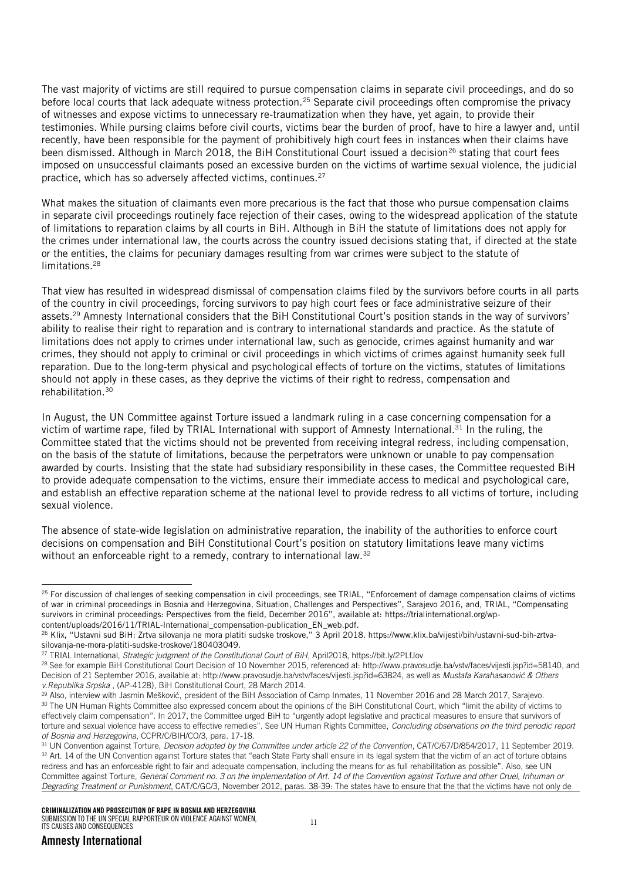The vast majority of victims are still required to pursue compensation claims in separate civil proceedings, and do so before local courts that lack adequate witness protection.[25] Separate civil proceedings often compromise the privacy of witnesses and expose victims to unnecessary re-traumatization when they have, yet again, to provide their testimonies. While pursing claims before civil courts, victims bear the burden of proof, have to hire a lawyer and, until recently, have been responsible for the payment of prohibitively high court fees in instances when their claims have been dismissed. Although in March 2018, the BiH Constitutional Court issued a decision[26] stating that court fees imposed on unsuccessful claimants posed an excessive burden on the victims of wartime sexual violence, the judicial practice, which has so adversely affected victims, continues.[27]

What makes the situation of claimants even more precarious is the fact that those who pursue compensation claims in separate civil proceedings routinely face rejection of their cases, owing to the widespread application of the statute of limitations to reparation claims by all courts in BiH. Although in BiH the statute of limitations does not apply for the crimes under international law, the courts across the country issued decisions stating that, if directed at the state or the entities, the claims for pecuniary damages resulting from war crimes were subject to the statute of limitations.[28]

That view has resulted in widespread dismissal of compensation claims filed by the survivors before courts in all parts of the country in civil proceedings, forcing survivors to pay high court fees or face administrative seizure of their assets.[29] Amnesty International considers that the BiH Constitutional Court's position stands in the way of survivors' ability to realise their right to reparation and is contrary to international standards and practice. As the statute of limitations does not apply to crimes under international law, such as genocide, crimes against humanity and war crimes, they should not apply to criminal or civil proceedings in which victims of crimes against humanity seek full reparation. Due to the long-term physical and psychological effects of torture on the victims, statutes of limitations should not apply in these cases, as they deprive the victims of their right to redress, compensation and rehabilitation.[30]

In August, the UN Committee against Torture issued a landmark ruling in a case concerning compensation for a victim of wartime rape, filed by TRIAL International with support of Amnesty International.[31] In the ruling, the Committee stated that the victims should not be prevented from receiving integral redress, including compensation, on the basis of the statute of limitations, because the perpetrators were unknown or unable to pay compensation awarded by courts. Insisting that the state had subsidiary responsibility in these cases, the Committee requested BiH to provide adequate compensation to the victims, ensure their immediate access to medical and psychological care, and establish an effective reparation scheme at the national level to provide redress to all victims of torture, including sexual violence.

The absence of state-wide legislation on administrative reparation, the inability of the authorities to enforce court decisions on compensation and BiH Constitutional Court's position on statutory limitations leave many victims without an enforceable right to a remedy, contrary to international law.[32]

---

[25] For discussion of challenges of seeking compensation in civil proceedings, see TRIAL, "Enforcement of damage compensation claims of victims of war in criminal proceedings in Bosnia and Herzegovina, Situation, Challenges and Perspectives", Sarajevo 2016, and, TRIAL, "Compensating survivors in criminal proceedings: Perspectives from the field, December 2016", available at: https://trialinternational.org/wp-content/uploads/2016/11/TRIAL-International_compensation-publication_EN_web.pdf.

[26] Klix, "Ustavni sud BiH: Zrtva silovanja ne mora platiti sudske troskove," 3 April 2018. https://www.klix.ba/vijesti/bih/ustavni-sud-bih-zrtva-silovanja-ne-mora-platiti-sudske-troskove/180403049.

[27] TRIAL International, *Strategic judgment of the Constitutional Court of BiH*, April2018, https://bit.ly/2PLfJov

[28] See for example BiH Constitutional Court Decision of 10 November 2015, referenced at: http://www.pravosudje.ba/vstv/faces/vijesti.jsp?id=58140, and Decision of 21 September 2016, available at: http://www.pravosudje.ba/vstv/faces/vijesti.jsp?id=63824, as well as *Mustafa Karahasanović & Others v.Republika Srpska* , (AP-4128), BiH Constitutional Court, 28 March 2014.

[29] Also, interview with Jasmin Mešković, president of the BiH Association of Camp Inmates, 11 November 2016 and 28 March 2017, Sarajevo.

[30] The UN Human Rights Committee also expressed concern about the opinions of the BiH Constitutional Court, which "limit the ability of victims to effectively claim compensation". In 2017, the Committee urged BiH to "urgently adopt legislative and practical measures to ensure that survivors of torture and sexual violence have access to effective remedies". See UN Human Rights Committee, *Concluding observations on the third periodic report of Bosnia and Herzegovina*, CCPR/C/BIH/CO/3, para. 17-18.

[31] UN Convention against Torture, *Decision adopted by the Committee under article 22 of the Convention*, CAT/C/67/D/854/2017, 11 September 2019.

[32] Art. 14 of the UN Convention against Torture states that "each State Party shall ensure in its legal system that the victim of an act of torture obtains redress and has an enforceable right to fair and adequate compensation, including the means for as full rehabilitation as possible". Also, see UN Committee against Torture, *General Comment no. 3 on the implementation of Art. 14 of the Convention against Torture and other Cruel, Inhuman or Degrading Treatment or Punishment,* CAT/C/GC/3, November 2012, paras. 38-39: The states have to ensure that the that the victims have not only de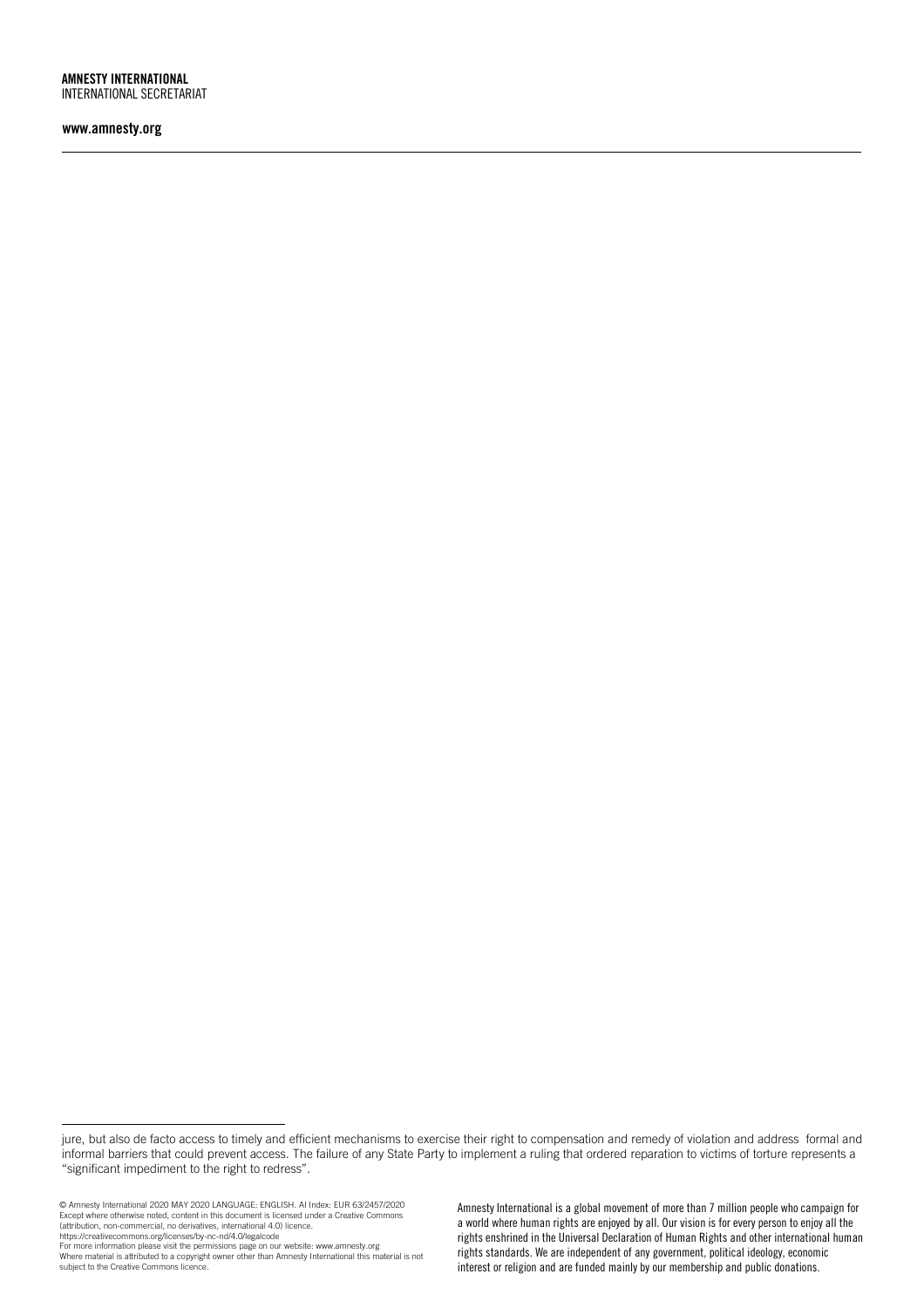**AMNESTY INTERNATIONAL**
INTERNATIONAL SECRETARIAT

**www.amnesty.org**

---

jure, but also de facto access to timely and efficient mechanisms to exercise their right to compensation and remedy of violation and address formal and informal barriers that could prevent access. The failure of any State Party to implement a ruling that ordered reparation to victims of torture represents a "significant impediment to the right to redress".

© Amnesty International 2020 MAY 2020 LANGUAGE: ENGLISH. AI Index: EUR 63/2457/2020
Except where otherwise noted, content in this document is licensed under a Creative Commons (attribution, non-commercial, no derivatives, international 4.0) licence.
https://creativecommons.org/licenses/by-nc-nd/4.0/legalcode
For more information please visit the permissions page on our website: www.amnesty.org
Where material is attributed to a copyright owner other than Amnesty International this material is not subject to the Creative Commons licence.

Amnesty International is a global movement of more than 7 million people who campaign for a world where human rights are enjoyed by all. Our vision is for every person to enjoy all the rights enshrined in the Universal Declaration of Human Rights and other international human rights standards. We are independent of any government, political ideology, economic interest or religion and are funded mainly by our membership and public donations.